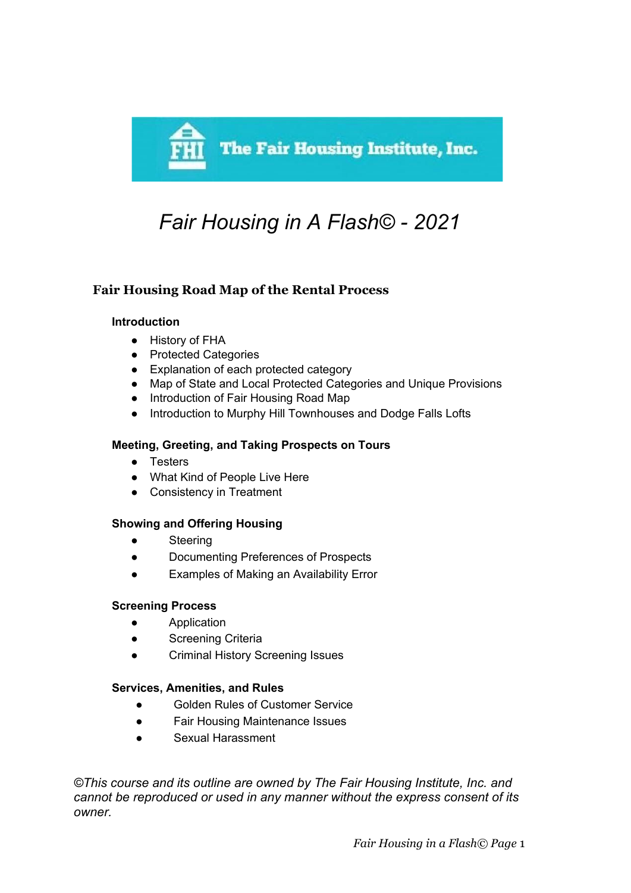The Fair Housing Institute, Inc.

# *Fair Housing in A Flash© - 2021*

## Fair Housing Road Map of the Rental Process

### Introduction

- History of FHA
- Protected Categories
- Explanation of each protected category
- Map of State and Local Protected Categories and Unique Provisions
- Introduction of Fair Housing Road Map
- Introduction to Murphy Hill Townhouses and Dodge Falls Lofts

### Meeting, Greeting, and Taking Prospects on Tours

- Testers
- What Kind of People Live Here
- Consistency in Treatment

### Showing and Offering Housing

- Steering
- Documenting Preferences of Prospects
- Examples of Making an Availability Error

### Screening Process

- Application
- Screening Criteria
- Criminal History Screening Issues

### Services, Amenities, and Rules

- Golden Rules of Customer Service
- Fair Housing Maintenance Issues
- Sexual Harassment

*©This course and its outline are owned by The Fair Housing Institute, Inc. and cannot be reproduced or used in any manner without the express consent of its owner.*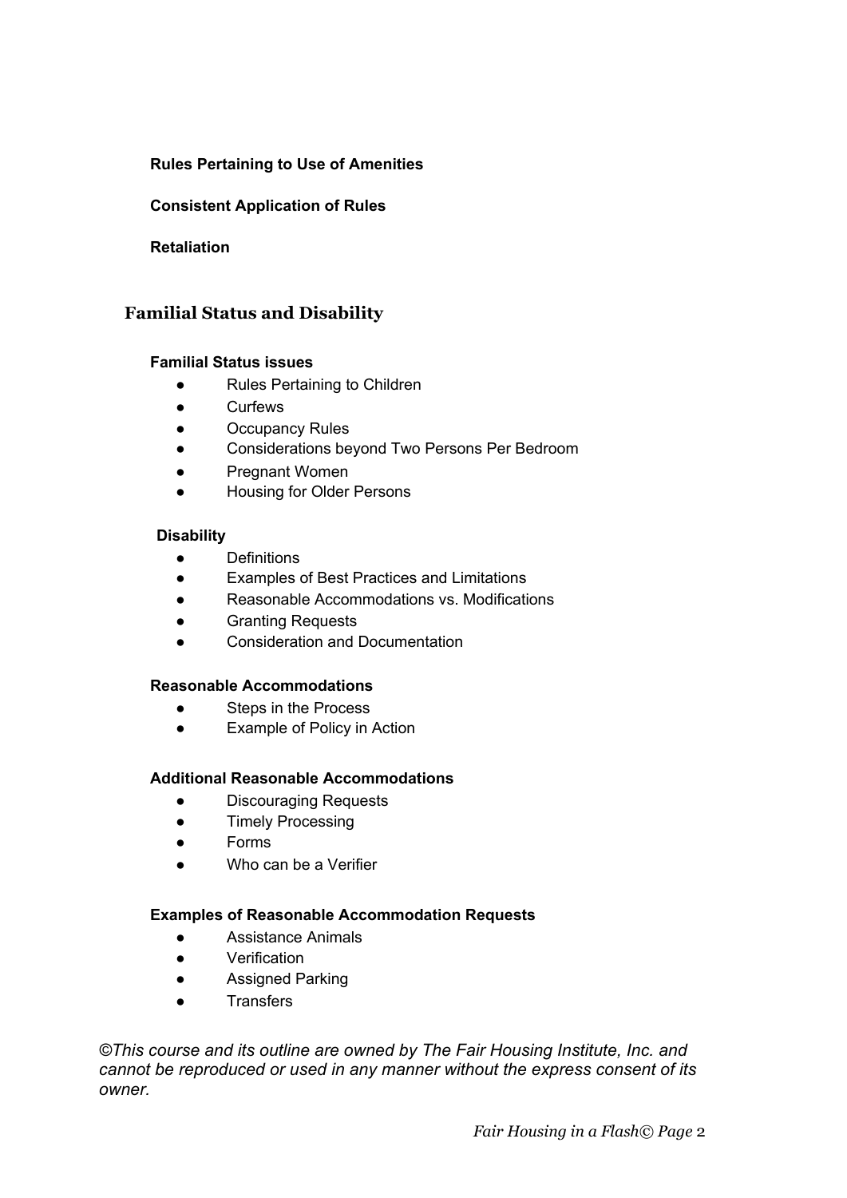**Rules Pertaining to Use of Amenities**

**Consistent Application of Rules**

**Retaliation**

## Familial Status and Disability

**Familial Status issues**

- Rules Pertaining to Children
- Curfews
- Occupancy Rules
- Considerations beyond Two Persons Per Bedroom
- Pregnant Women
- Housing for Older Persons

**Disability**

- Definitions
- Examples of Best Practices and Limitations
- Reasonable Accommodations vs. Modifications
- Granting Requests
- Consideration and Documentation

**Reasonable Accommodations**

- Steps in the Process
- Example of Policy in Action

**Additional Reasonable Accommodations**

- Discouraging Requests
- Timely Processing
- Forms
- Who can be a Verifier

**Examples of Reasonable Accommodation Requests**

- Assistance Animals
- Verification
- Assigned Parking
- Transfers

*©This course and its outline are owned by The Fair Housing Institute, Inc. and cannot be reproduced or used in any manner without the express consent of its owner.*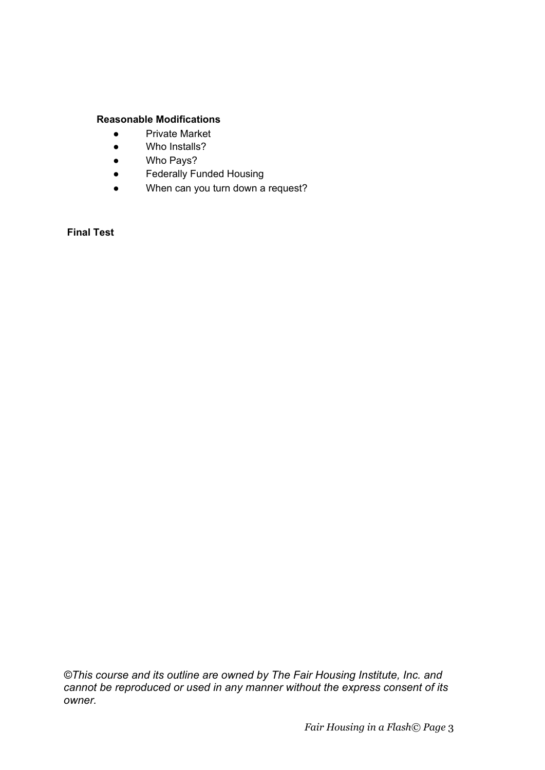**Reasonable Modifications**

- Private Market
- Who Installs?
- Who Pays?
- Federally Funded Housing
- When can you turn down a request?

**Final Test**

*©This course and its outline are owned by The Fair Housing Institute, Inc. and cannot be reproduced or used in any manner without the express consent of its owner.*